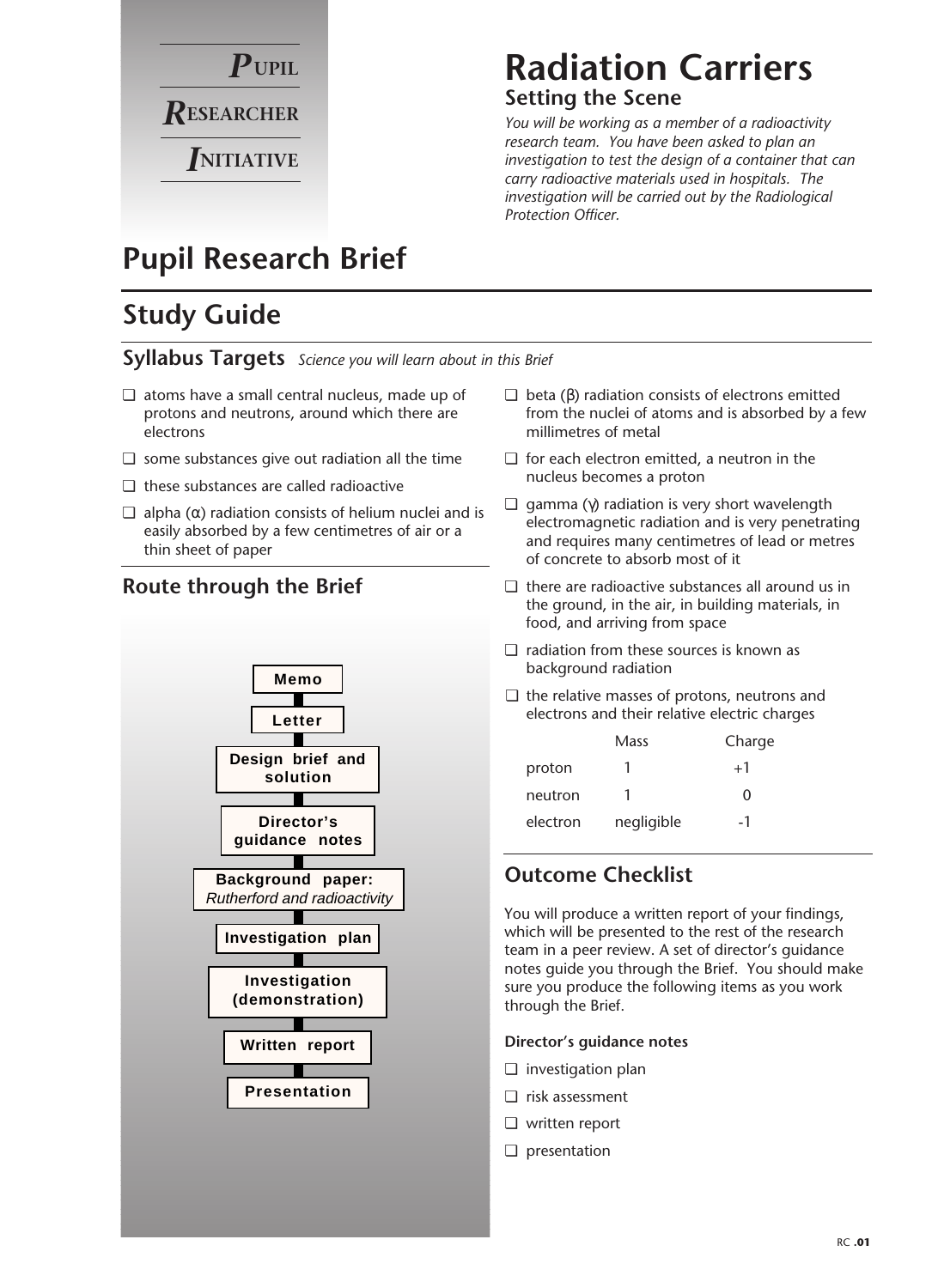**P**UPIL
**R**ESEARCHER
**I**NITIATIVE

# Radiation Carriers

## Setting the Scene

*You will be working as a member of a radioactivity research team. You have been asked to plan an investigation to test the design of a container that can carry radioactive materials used in hospitals. The investigation will be carried out by the Radiological Protection Officer.*

# Pupil Research Brief

## Study Guide

### Syllabus Targets *Science you will learn about in this Brief*

- ❑ atoms have a small central nucleus, made up of protons and neutrons, around which there are electrons
- ❑ some substances give out radiation all the time
- ❑ these substances are called radioactive
- ❑ alpha (α) radiation consists of helium nuclei and is easily absorbed by a few centimetres of air or a thin sheet of paper
- ❑ beta (β) radiation consists of electrons emitted from the nuclei of atoms and is absorbed by a few millimetres of metal
- ❑ for each electron emitted, a neutron in the nucleus becomes a proton
- ❑ gamma (γ) radiation is very short wavelength electromagnetic radiation and is very penetrating and requires many centimetres of lead or metres of concrete to absorb most of it
- ❑ there are radioactive substances all around us in the ground, in the air, in building materials, in food, and arriving from space
- ❑ radiation from these sources is known as background radiation
- ❑ the relative masses of protons, neutrons and electrons and their relative electric charges

| | Mass | Charge |
|---|---|---|
| proton | 1 | +1 |
| neutron | 1 | 0 |
| electron | negligible | -1 |

### Route through the Brief

**Memo** → **Letter** → **Design brief and solution** → **Director's guidance notes** → **Background paper:** *Rutherford and radioactivity* → **Investigation plan** → **Investigation (demonstration)** → **Written report** → **Presentation**

### Outcome Checklist

You will produce a written report of your findings, which will be presented to the rest of the research team in a peer review. A set of director's guidance notes guide you through the Brief. You should make sure you produce the following items as you work through the Brief.

**Director's guidance notes**

- ❑ investigation plan
- ❑ risk assessment
- ❑ written report
- ❑ presentation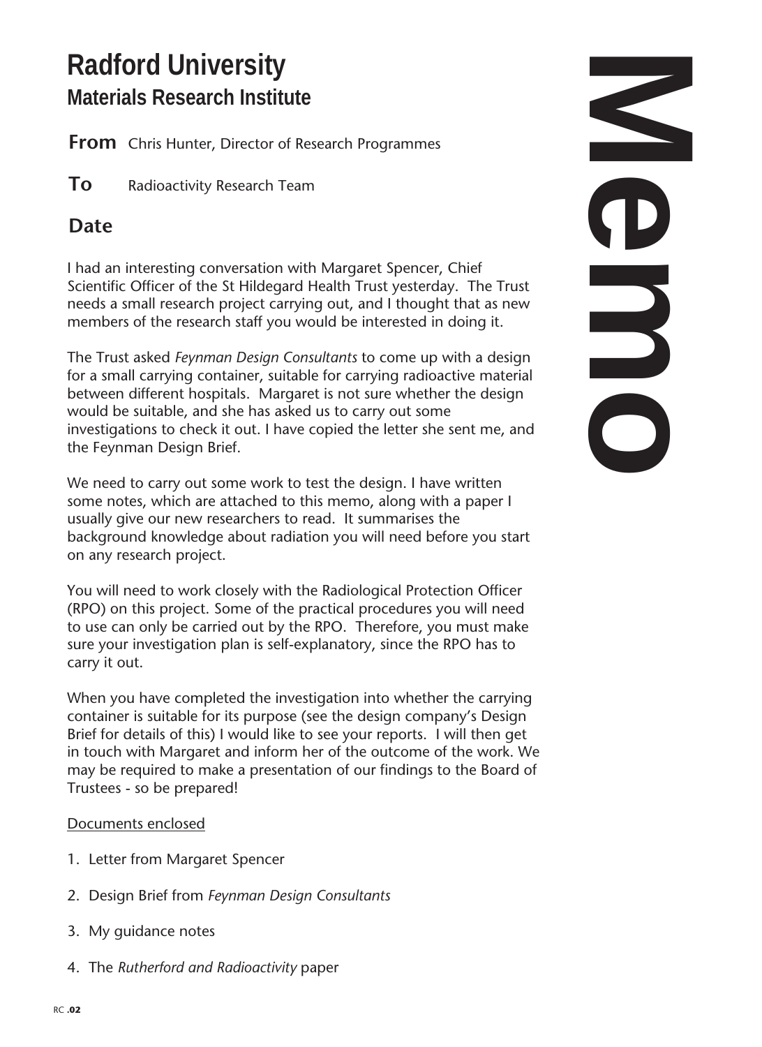# Radford University

## Materials Research Institute

**Memo**

**From** Chris Hunter, Director of Research Programmes

**To** Radioactivity Research Team

**Date**

I had an interesting conversation with Margaret Spencer, Chief Scientific Officer of the St Hildegard Health Trust yesterday. The Trust needs a small research project carrying out, and I thought that as new members of the research staff you would be interested in doing it.

The Trust asked *Feynman Design Consultants* to come up with a design for a small carrying container, suitable for carrying radioactive material between different hospitals. Margaret is not sure whether the design would be suitable, and she has asked us to carry out some investigations to check it out. I have copied the letter she sent me, and the Feynman Design Brief.

We need to carry out some work to test the design. I have written some notes, which are attached to this memo, along with a paper I usually give our new researchers to read. It summarises the background knowledge about radiation you will need before you start on any research project.

You will need to work closely with the Radiological Protection Officer (RPO) on this project. Some of the practical procedures you will need to use can only be carried out by the RPO. Therefore, you must make sure your investigation plan is self-explanatory, since the RPO has to carry it out.

When you have completed the investigation into whether the carrying container is suitable for its purpose (see the design company's Design Brief for details of this) I would like to see your reports. I will then get in touch with Margaret and inform her of the outcome of the work. We may be required to make a presentation of our findings to the Board of Trustees - so be prepared!

<u>Documents enclosed</u>

1. Letter from Margaret Spencer
2. Design Brief from *Feynman Design Consultants*
3. My guidance notes
4. The *Rutherford and Radioactivity* paper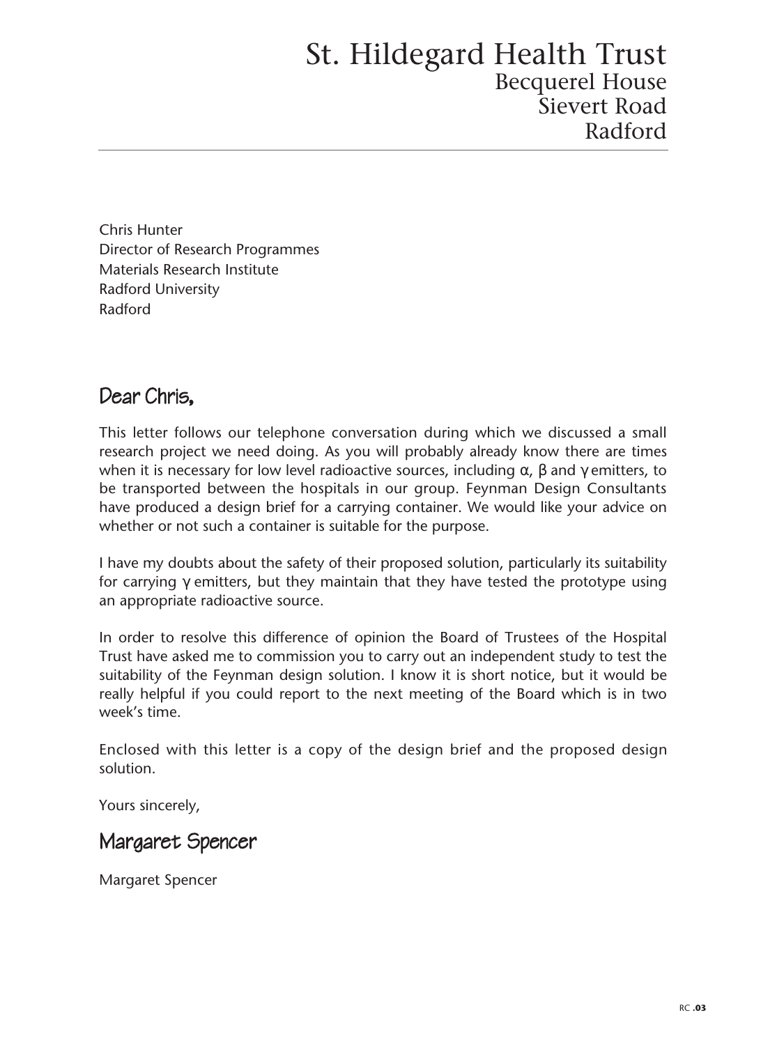# St. Hildegard Health Trust

Becquerel House
Sievert Road
Radford

Chris Hunter
Director of Research Programmes
Materials Research Institute
Radford University
Radford

Dear Chris,

This letter follows our telephone conversation during which we discussed a small research project we need doing. As you will probably already know there are times when it is necessary for low level radioactive sources, including $\alpha$, $\beta$ and $\gamma$ emitters, to be transported between the hospitals in our group. Feynman Design Consultants have produced a design brief for a carrying container. We would like your advice on whether or not such a container is suitable for the purpose.

I have my doubts about the safety of their proposed solution, particularly its suitability for carrying $\gamma$ emitters, but they maintain that they have tested the prototype using an appropriate radioactive source.

In order to resolve this difference of opinion the Board of Trustees of the Hospital Trust have asked me to commission you to carry out an independent study to test the suitability of the Feynman design solution. I know it is short notice, but it would be really helpful if you could report to the next meeting of the Board which is in two week's time.

Enclosed with this letter is a copy of the design brief and the proposed design solution.

Yours sincerely,

Margaret Spencer

Margaret Spencer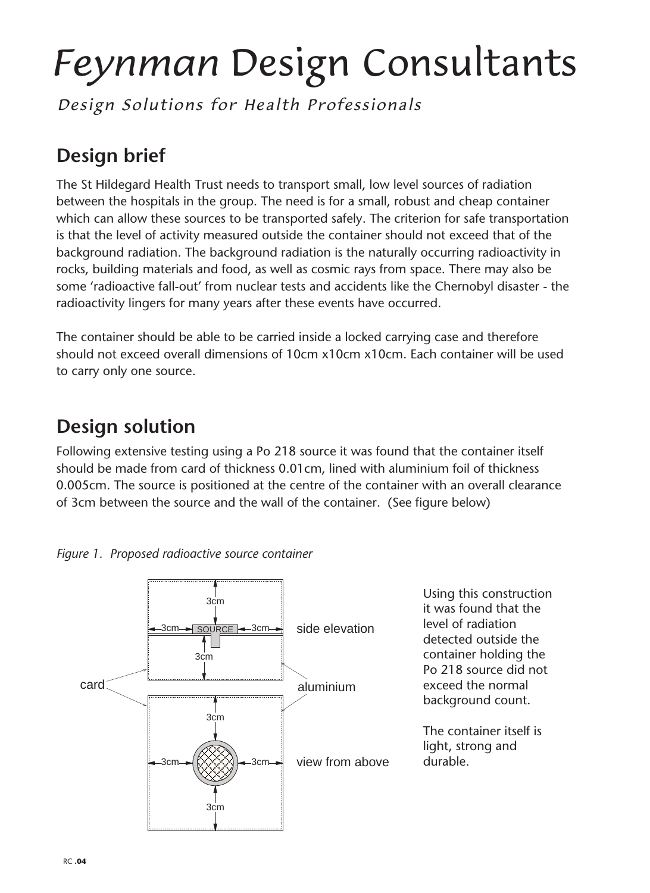# *Feynman* Design Consultants

*Design Solutions for Health Professionals*

## Design brief

The St Hildegard Health Trust needs to transport small, low level sources of radiation between the hospitals in the group. The need is for a small, robust and cheap container which can allow these sources to be transported safely. The criterion for safe transportation is that the level of activity measured outside the container should not exceed that of the background radiation. The background radiation is the naturally occurring radioactivity in rocks, building materials and food, as well as cosmic rays from space. There may also be some 'radioactive fall-out' from nuclear tests and accidents like the Chernobyl disaster - the radioactivity lingers for many years after these events have occurred.

The container should be able to be carried inside a locked carrying case and therefore should not exceed overall dimensions of 10cm x10cm x10cm. Each container will be used to carry only one source.

## Design solution

Following extensive testing using a Po 218 source it was found that the container itself should be made from card of thickness 0.01cm, lined with aluminium foil of thickness 0.005cm. The source is positioned at the centre of the container with an overall clearance of 3cm between the source and the wall of the container. (See figure below)

*Figure 1. Proposed radioactive source container*

side elevation

view from above

card

aluminium

SOURCE

3cm

Using this construction it was found that the level of radiation detected outside the container holding the Po 218 source did not exceed the normal background count.

The container itself is light, strong and durable.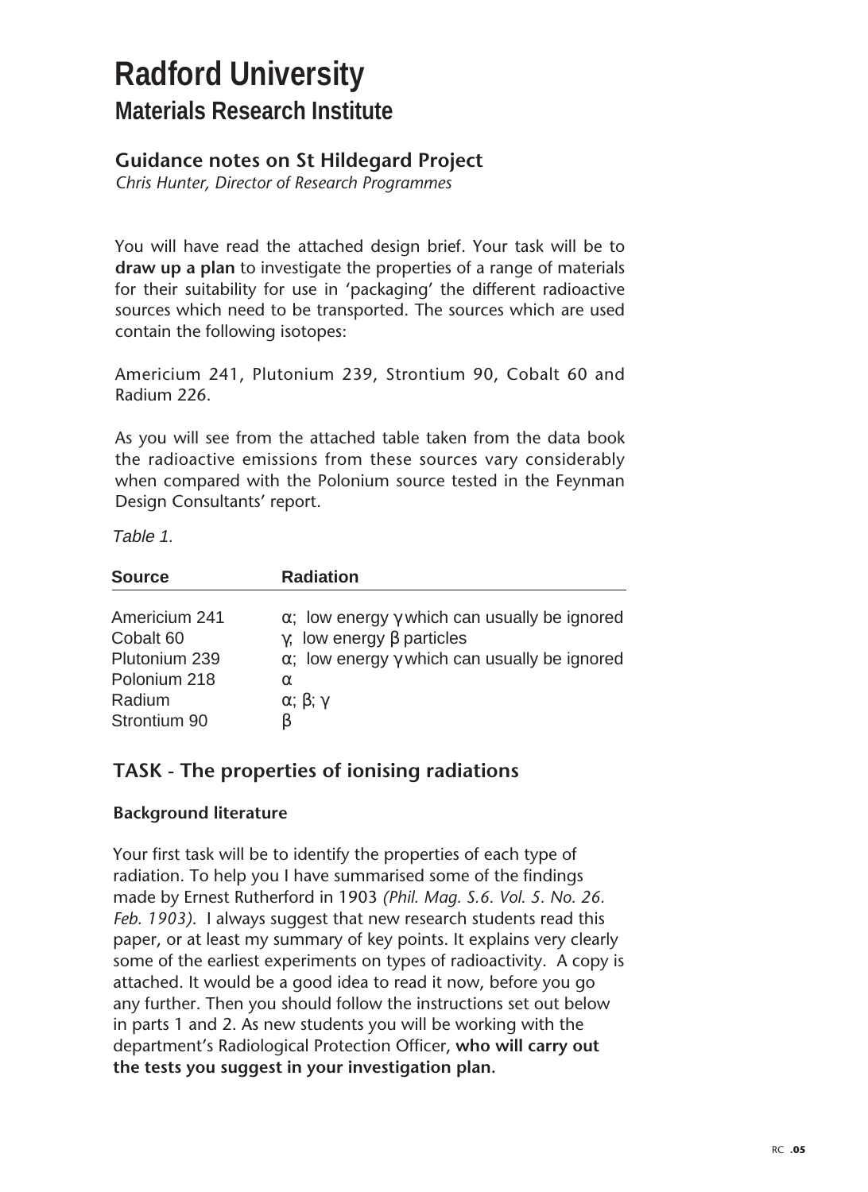# Radford University

## Materials Research Institute

### Guidance notes on St Hildegard Project

*Chris Hunter, Director of Research Programmes*

You will have read the attached design brief. Your task will be to **draw up a plan** to investigate the properties of a range of materials for their suitability for use in 'packaging' the different radioactive sources which need to be transported. The sources which are used contain the following isotopes:

Americium 241, Plutonium 239, Strontium 90, Cobalt 60 and Radium 226.

As you will see from the attached table taken from the data book the radioactive emissions from these sources vary considerably when compared with the Polonium source tested in the Feynman Design Consultants' report.

*Table 1.*

| Source | Radiation |
| --- | --- |
| Americium 241 | α; low energy γ which can usually be ignored |
| Cobalt 60 | γ; low energy β particles |
| Plutonium 239 | α; low energy γ which can usually be ignored |
| Polonium 218 | α |
| Radium | α; β; γ |
| Strontium 90 | β |

## TASK - The properties of ionising radiations

### Background literature

Your first task will be to identify the properties of each type of radiation. To help you I have summarised some of the findings made by Ernest Rutherford in 1903 *(Phil. Mag. S.6. Vol. 5. No. 26. Feb. 1903).* I always suggest that new research students read this paper, or at least my summary of key points. It explains very clearly some of the earliest experiments on types of radioactivity. A copy is attached. It would be a good idea to read it now, before you go any further. Then you should follow the instructions set out below in parts 1 and 2. As new students you will be working with the department's Radiological Protection Officer, **who will carry out the tests you suggest in your investigation plan.**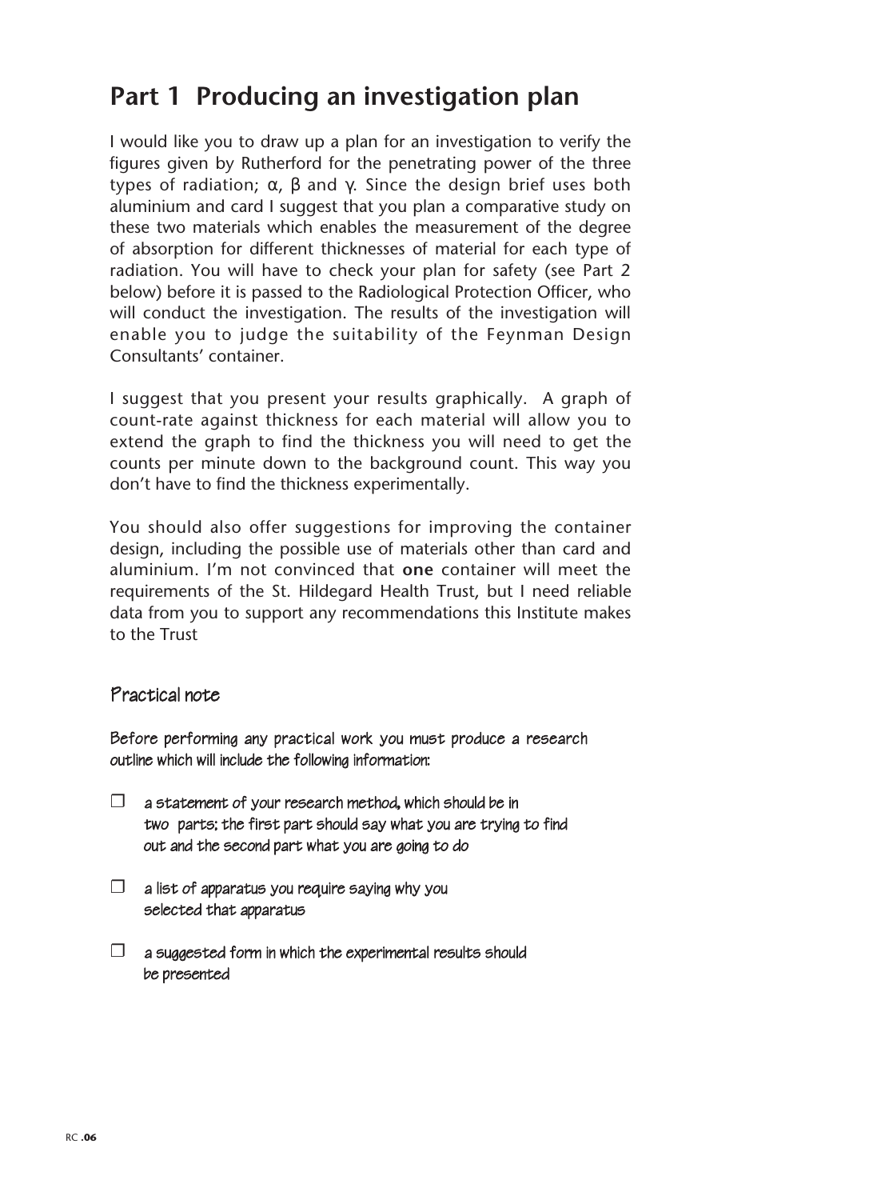# Part 1 Producing an investigation plan

I would like you to draw up a plan for an investigation to verify the figures given by Rutherford for the penetrating power of the three types of radiation; $\alpha$, $\beta$ and $\gamma$. Since the design brief uses both aluminium and card I suggest that you plan a comparative study on these two materials which enables the measurement of the degree of absorption for different thicknesses of material for each type of radiation. You will have to check your plan for safety (see Part 2 below) before it is passed to the Radiological Protection Officer, who will conduct the investigation. The results of the investigation will enable you to judge the suitability of the Feynman Design Consultants' container.

I suggest that you present your results graphically. A graph of count-rate against thickness for each material will allow you to extend the graph to find the thickness you will need to get the counts per minute down to the background count. This way you don't have to find the thickness experimentally.

You should also offer suggestions for improving the container design, including the possible use of materials other than card and aluminium. I'm not convinced that **one** container will meet the requirements of the St. Hildegard Health Trust, but I need reliable data from you to support any recommendations this Institute makes to the Trust

## Practical note

Before performing any practical work you must produce a research outline which will include the following information:

- ☐ a statement of your research method, which should be in two parts; the first part should say what you are trying to find out and the second part what you are going to do
- ☐ a list of apparatus you require saying why you selected that apparatus
- ☐ a suggested form in which the experimental results should be presented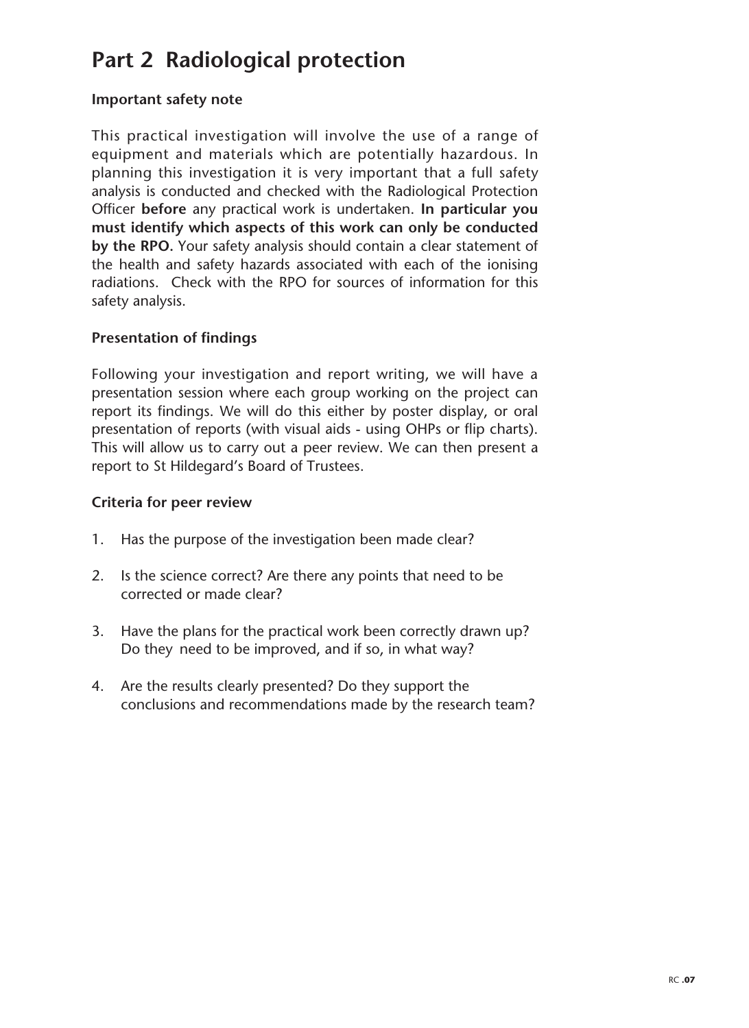# Part 2 Radiological protection

**Important safety note**

This practical investigation will involve the use of a range of equipment and materials which are potentially hazardous. In planning this investigation it is very important that a full safety analysis is conducted and checked with the Radiological Protection Officer **before** any practical work is undertaken. **In particular you must identify which aspects of this work can only be conducted by the RPO.** Your safety analysis should contain a clear statement of the health and safety hazards associated with each of the ionising radiations. Check with the RPO for sources of information for this safety analysis.

**Presentation of findings**

Following your investigation and report writing, we will have a presentation session where each group working on the project can report its findings. We will do this either by poster display, or oral presentation of reports (with visual aids - using OHPs or flip charts). This will allow us to carry out a peer review. We can then present a report to St Hildegard's Board of Trustees.

**Criteria for peer review**

1. Has the purpose of the investigation been made clear?
2. Is the science correct? Are there any points that need to be corrected or made clear?
3. Have the plans for the practical work been correctly drawn up? Do they need to be improved, and if so, in what way?
4. Are the results clearly presented? Do they support the conclusions and recommendations made by the research team?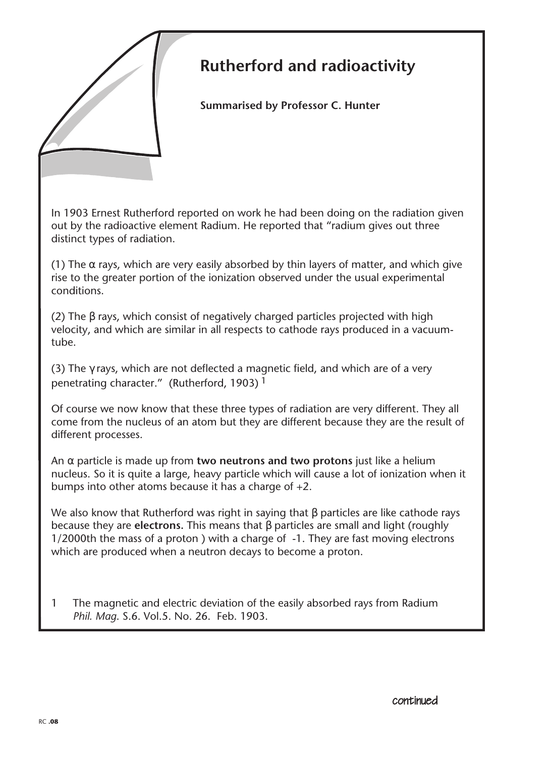# Rutherford and radioactivity

**Summarised by Professor C. Hunter**

In 1903 Ernest Rutherford reported on work he had been doing on the radiation given out by the radioactive element Radium. He reported that "radium gives out three distinct types of radiation.

(1) The α rays, which are very easily absorbed by thin layers of matter, and which give rise to the greater portion of the ionization observed under the usual experimental conditions.

(2) The β rays, which consist of negatively charged particles projected with high velocity, and which are similar in all respects to cathode rays produced in a vacuum-tube.

(3) The γ rays, which are not deflected a magnetic field, and which are of a very penetrating character." (Rutherford, 1903) [1]

Of course we now know that these three types of radiation are very different. They all come from the nucleus of an atom but they are different because they are the result of different processes.

An α particle is made up from **two neutrons and two protons** just like a helium nucleus. So it is quite a large, heavy particle which will cause a lot of ionization when it bumps into other atoms because it has a charge of +2.

We also know that Rutherford was right in saying that β particles are like cathode rays because they are **electrons.** This means that β particles are small and light (roughly 1/2000th the mass of a proton ) with a charge of -1. They are fast moving electrons which are produced when a neutron decays to become a proton.

1 The magnetic and electric deviation of the easily absorbed rays from Radium *Phil. Mag.* S.6. Vol.5. No. 26. Feb. 1903.

continued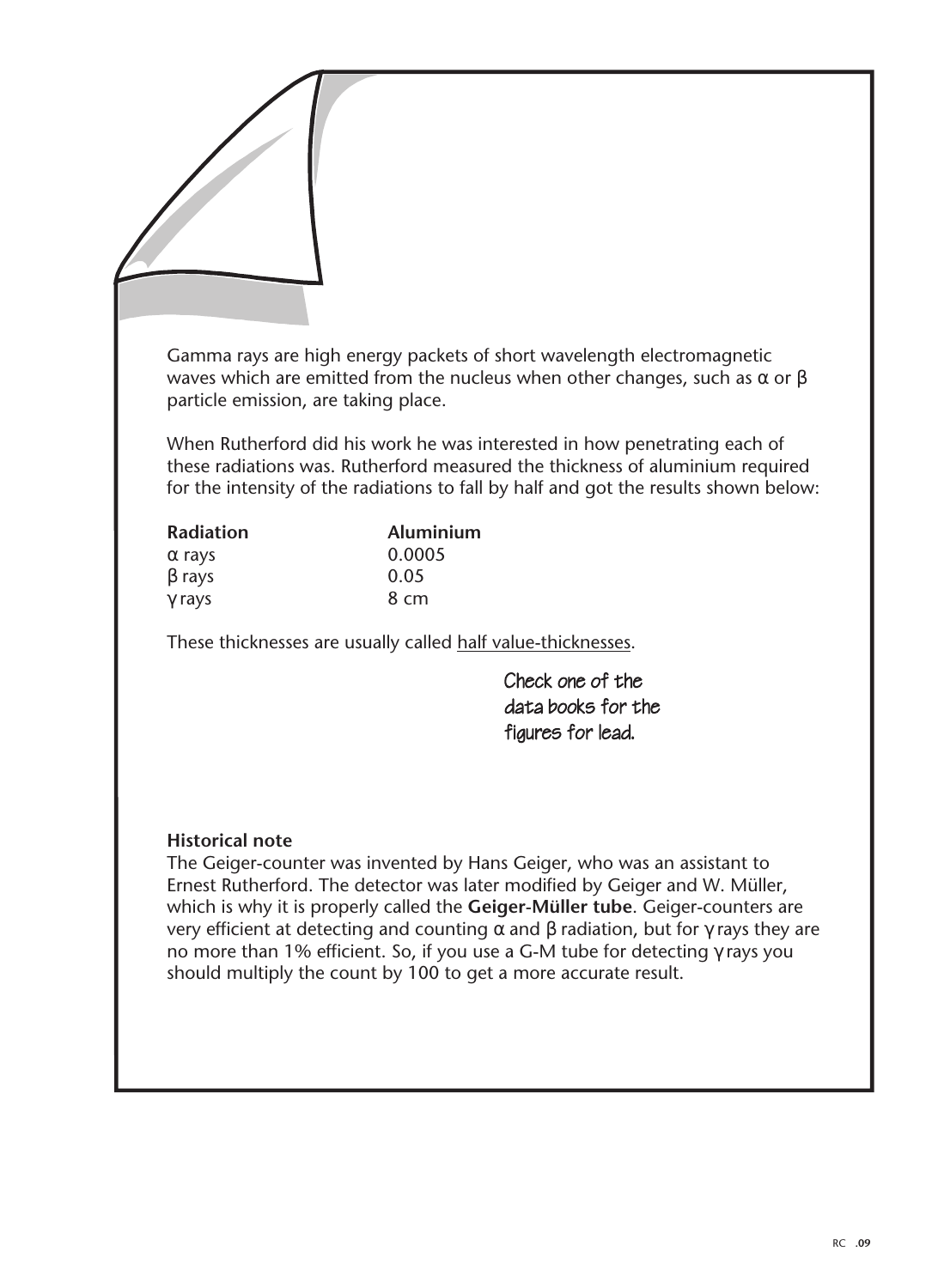Gamma rays are high energy packets of short wavelength electromagnetic waves which are emitted from the nucleus when other changes, such as $\alpha$ or $\beta$ particle emission, are taking place.

When Rutherford did his work he was interested in how penetrating each of these radiations was. Rutherford measured the thickness of aluminium required for the intensity of the radiations to fall by half and got the results shown below:

| Radiation | Aluminium |
|---|---|
| $\alpha$ rays | 0.0005 |
| $\beta$ rays | 0.05 |
| $\gamma$ rays | 8 cm |

These thicknesses are usually called half value-thicknesses.

Check one of the data books for the figures for lead.

**Historical note**

The Geiger-counter was invented by Hans Geiger, who was an assistant to Ernest Rutherford. The detector was later modified by Geiger and W. Müller, which is why it is properly called the **Geiger-Müller tube**. Geiger-counters are very efficient at detecting and counting $\alpha$ and $\beta$ radiation, but for $\gamma$ rays they are no more than 1% efficient. So, if you use a G-M tube for detecting $\gamma$ rays you should multiply the count by 100 to get a more accurate result.